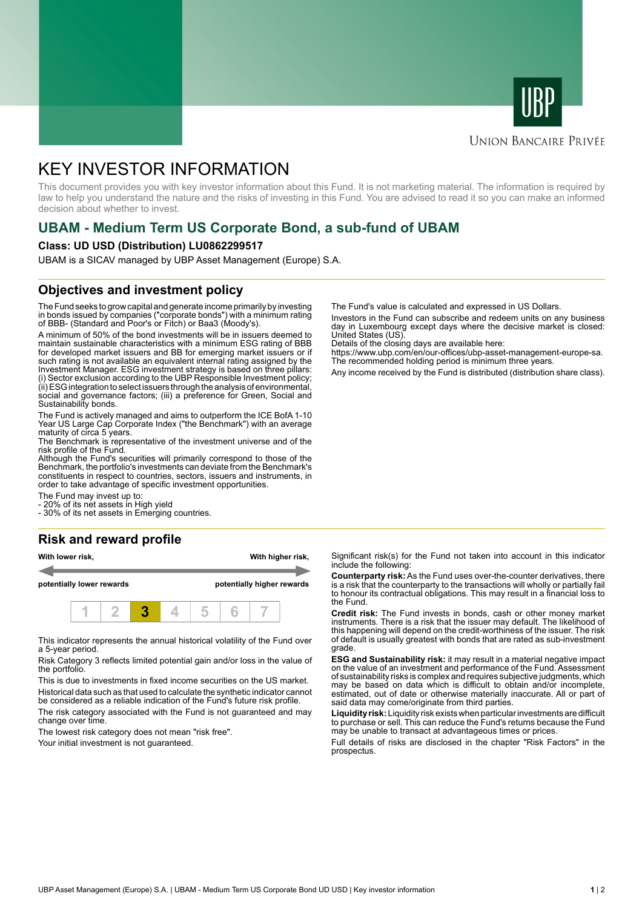UBP

Union Bancaire Privée

# KEY INVESTOR INFORMATION

This document provides you with key investor information about this Fund. It is not marketing material. The information is required by law to help you understand the nature and the risks of investing in this Fund. You are advised to read it so you can make an informed decision about whether to invest.

## UBAM - Medium Term US Corporate Bond, a sub-fund of UBAM

**Class: UD USD (Distribution) LU0862299517**

UBAM is a SICAV managed by UBP Asset Management (Europe) S.A.

## Objectives and investment policy

The Fund seeks to grow capital and generate income primarily by investing in bonds issued by companies ("corporate bonds") with a minimum rating of BBB- (Standard and Poor's or Fitch) or Baa3 (Moody's).

A minimum of 50% of the bond investments will be in issuers deemed to maintain sustainable characteristics with a minimum ESG rating of BBB for developed market issuers and BB for emerging market issuers or if such rating is not available an equivalent internal rating assigned by the Investment Manager. ESG investment strategy is based on three pillars: (i) Sector exclusion according to the UBP Responsible Investment policy; (ii) ESG integration to select issuers through the analysis of environmental, social and governance factors; (iii) a preference for Green, Social and Sustainability bonds.

The Fund is actively managed and aims to outperform the ICE BofA 1-10 Year US Large Cap Corporate Index ("the Benchmark") with an average maturity of circa 5 years.
The Benchmark is representative of the investment universe and of the risk profile of the Fund.
Although the Fund's securities will primarily correspond to those of the Benchmark, the portfolio's investments can deviate from the Benchmark's constituents in respect to countries, sectors, issuers and instruments, in order to take advantage of specific investment opportunities.

The Fund may invest up to:
- 20% of its net assets in High yield
- 30% of its net assets in Emerging countries.

The Fund's value is calculated and expressed in US Dollars.

Investors in the Fund can subscribe and redeem units on any business day in Luxembourg except days where the decisive market is closed: United States (US).
Details of the closing days are available here:
https://www.ubp.com/en/our-offices/ubp-asset-management-europe-sa.
The recommended holding period is minimum three years.

Any income received by the Fund is distributed (distribution share class).

## Risk and reward profile

| With lower risk, | | | | | | With higher risk, |
|---|---|---|---|---|---|---|
| potentially lower rewards | | | | | | potentially higher rewards |
| 1 | 2 | **3** | 4 | 5 | 6 | 7 |

This indicator represents the annual historical volatility of the Fund over a 5-year period.

Risk Category 3 reflects limited potential gain and/or loss in the value of the portfolio.

This is due to investments in fixed income securities on the US market.

Historical data such as that used to calculate the synthetic indicator cannot be considered as a reliable indication of the Fund's future risk profile.

The risk category associated with the Fund is not guaranteed and may change over time.

The lowest risk category does not mean "risk free".

Your initial investment is not guaranteed.

Significant risk(s) for the Fund not taken into account in this indicator include the following:

**Counterparty risk:** As the Fund uses over-the-counter derivatives, there is a risk that the counterparty to the transactions will wholly or partially fail to honour its contractual obligations. This may result in a financial loss to the Fund.

**Credit risk:** The Fund invests in bonds, cash or other money market instruments. There is a risk that the issuer may default. The likelihood of this happening will depend on the credit-worthiness of the issuer. The risk of default is usually greatest with bonds that are rated as sub-investment grade.

**ESG and Sustainability risk:** it may result in a material negative impact on the value of an investment and performance of the Fund. Assessment of sustainability risks is complex and requires subjective judgments, which may be based on data which is difficult to obtain and/or incomplete, estimated, out of date or otherwise materially inaccurate. All or part of said data may come/originate from third parties.

**Liquidity risk:** Liquidity risk exists when particular investments are difficult to purchase or sell. This can reduce the Fund's returns because the Fund may be unable to transact at advantageous times or prices.

Full details of risks are disclosed in the chapter "Risk Factors" in the prospectus.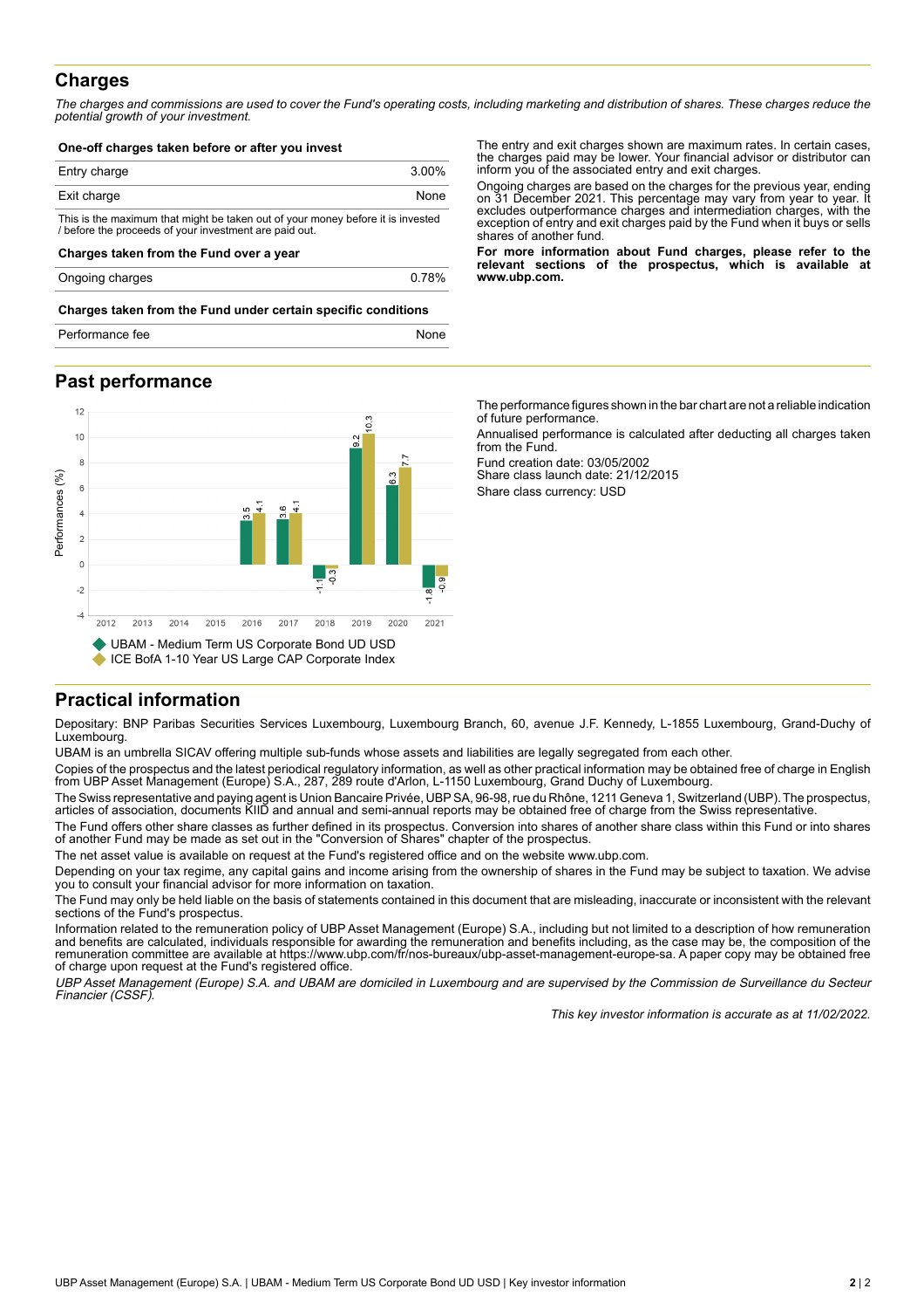## Charges

*The charges and commissions are used to cover the Fund's operating costs, including marketing and distribution of shares. These charges reduce the potential growth of your investment.*

| One-off charges taken before or after you invest | |
|---|---|
| Entry charge | 3.00% |
| Exit charge | None |

This is the maximum that might be taken out of your money before it is invested / before the proceeds of your investment are paid out.

| Charges taken from the Fund over a year | |
|---|---|
| Ongoing charges | 0.78% |

| Charges taken from the Fund under certain specific conditions | |
|---|---|
| Performance fee | None |

The entry and exit charges shown are maximum rates. In certain cases, the charges paid may be lower. Your financial advisor or distributor can inform you of the associated entry and exit charges.

Ongoing charges are based on the charges for the previous year, ending on 31 December 2021. This percentage may vary from year to year. It excludes outperformance charges and intermediation charges, with the exception of entry and exit charges paid by the Fund when it buys or sells shares of another fund.

**For more information about Fund charges, please refer to the relevant sections of the prospectus, which is available at www.ubp.com.**

## Past performance

Performances (%)

12
10
8
6
4
2
0
-2
-4

2012 2013 2014 2015 2016 2017 2018 2019 2020 2021

3.5 4.1
3.6 4.1
-1.1 -0.3
9.2 10.3
6.3 7.7
-1.8 -0.9

UBAM - Medium Term US Corporate Bond UD USD
ICE BofA 1-10 Year US Large CAP Corporate Index

The performance figures shown in the bar chart are not a reliable indication of future performance.

Annualised performance is calculated after deducting all charges taken from the Fund.

Fund creation date: 03/05/2002
Share class launch date: 21/12/2015
Share class currency: USD

## Practical information

Depositary: BNP Paribas Securities Services Luxembourg, Luxembourg Branch, 60, avenue J.F. Kennedy, L-1855 Luxembourg, Grand-Duchy of Luxembourg.

UBAM is an umbrella SICAV offering multiple sub-funds whose assets and liabilities are legally segregated from each other.

Copies of the prospectus and the latest periodical regulatory information, as well as other practical information may be obtained free of charge in English from UBP Asset Management (Europe) S.A., 287, 289 route d'Arlon, L-1150 Luxembourg, Grand Duchy of Luxembourg.

The Swiss representative and paying agent is Union Bancaire Privée, UBP SA, 96-98, rue du Rhône, 1211 Geneva 1, Switzerland (UBP). The prospectus, articles of association, documents KIID and annual and semi-annual reports may be obtained free of charge from the Swiss representative.

The Fund offers other share classes as further defined in its prospectus. Conversion into shares of another share class within this Fund or into shares of another Fund may be made as set out in the "Conversion of Shares" chapter of the prospectus.

The net asset value is available on request at the Fund's registered office and on the website www.ubp.com.

Depending on your tax regime, any capital gains and income arising from the ownership of shares in the Fund may be subject to taxation. We advise you to consult your financial advisor for more information on taxation.

The Fund may only be held liable on the basis of statements contained in this document that are misleading, inaccurate or inconsistent with the relevant sections of the Fund's prospectus.

Information related to the remuneration policy of UBP Asset Management (Europe) S.A., including but not limited to a description of how remuneration and benefits are calculated, individuals responsible for awarding the remuneration and benefits including, as the case may be, the composition of the remuneration committee are available at https://www.ubp.com/fr/nos-bureaux/ubp-asset-management-europe-sa. A paper copy may be obtained free of charge upon request at the Fund's registered office.

*UBP Asset Management (Europe) S.A. and UBAM are domiciled in Luxembourg and are supervised by the Commission de Surveillance du Secteur Financier (CSSF).*

*This key investor information is accurate as at 11/02/2022.*